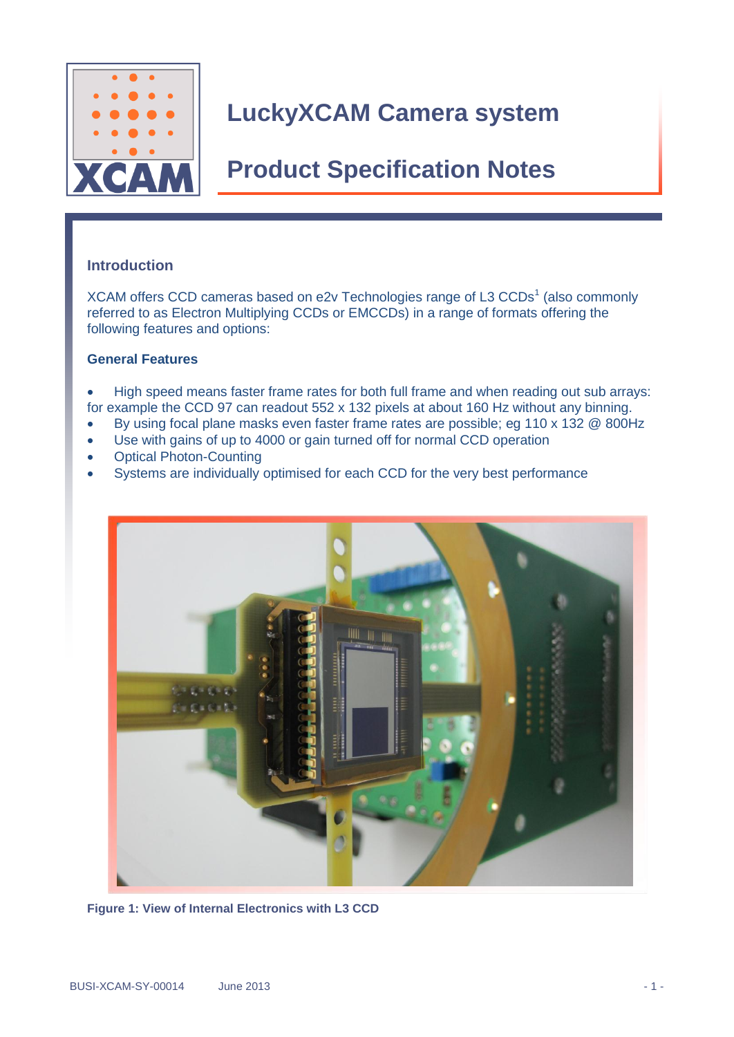# LuckyXCAM Camera system

# Product Specification Notes

## Introduction

XCAM offers CCD cameras based on e2v Technologies range of L3 CCDs[1] (also commonly referred to as Electron Multiplying CCDs or EMCCDs) in a range of formats offering the following features and options:

### General Features

- High speed means faster frame rates for both full frame and when reading out sub arrays: for example the CCD 97 can readout 552 x 132 pixels at about 160 Hz without any binning.
- By using focal plane masks even faster frame rates are possible; eg 110 x 132 @ 800Hz
- Use with gains of up to 4000 or gain turned off for normal CCD operation
- Optical Photon-Counting
- Systems are individually optimised for each CCD for the very best performance

**Figure 1: View of Internal Electronics with L3 CCD**

BUSI-XCAM-SY-00014 June 2013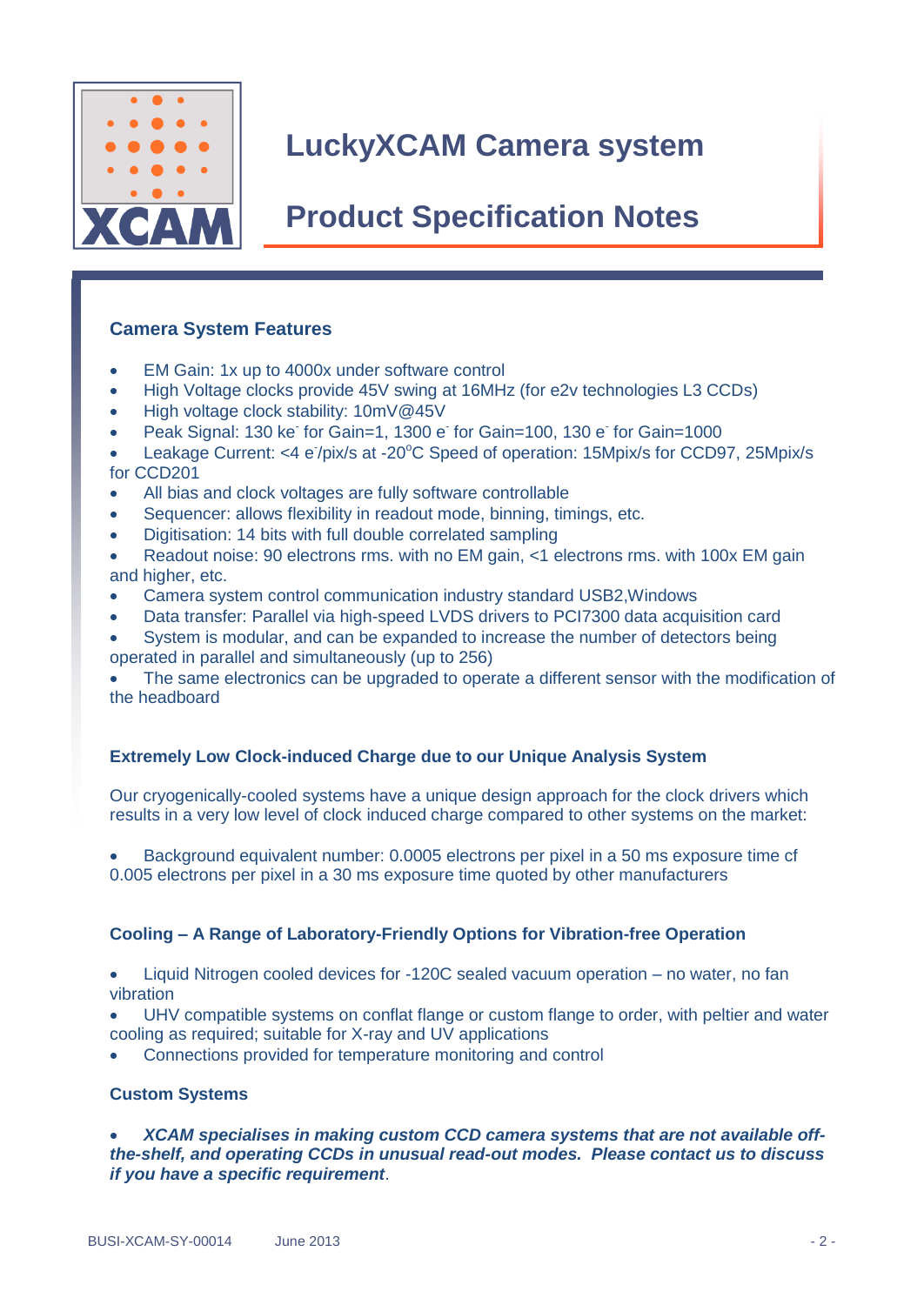# LuckyXCAM Camera system

# Product Specification Notes

### Camera System Features

- EM Gain: 1x up to 4000x under software control
- High Voltage clocks provide 45V swing at 16MHz (for e2v technologies L3 CCDs)
- High voltage clock stability: 10mV@45V
- Peak Signal: 130 ke$^-$ for Gain=1, 1300 e$^-$ for Gain=100, 130 e$^-$ for Gain=1000
- Leakage Current: <4 e$^-$/pix/s at -20$^o$C Speed of operation: 15Mpix/s for CCD97, 25Mpix/s for CCD201
- All bias and clock voltages are fully software controllable
- Sequencer: allows flexibility in readout mode, binning, timings, etc.
- Digitisation: 14 bits with full double correlated sampling
- Readout noise: 90 electrons rms. with no EM gain, <1 electrons rms. with 100x EM gain and higher, etc.
- Camera system control communication industry standard USB2,Windows
- Data transfer: Parallel via high-speed LVDS drivers to PCI7300 data acquisition card
- System is modular, and can be expanded to increase the number of detectors being operated in parallel and simultaneously (up to 256)
- The same electronics can be upgraded to operate a different sensor with the modification of the headboard

### Extremely Low Clock-induced Charge due to our Unique Analysis System

Our cryogenically-cooled systems have a unique design approach for the clock drivers which results in a very low level of clock induced charge compared to other systems on the market:

- Background equivalent number: 0.0005 electrons per pixel in a 50 ms exposure time cf 0.005 electrons per pixel in a 30 ms exposure time quoted by other manufacturers

### Cooling – A Range of Laboratory-Friendly Options for Vibration-free Operation

- Liquid Nitrogen cooled devices for -120C sealed vacuum operation – no water, no fan vibration
- UHV compatible systems on conflat flange or custom flange to order, with peltier and water cooling as required; suitable for X-ray and UV applications
- Connections provided for temperature monitoring and control

### Custom Systems

- ***XCAM specialises in making custom CCD camera systems that are not available off-the-shelf, and operating CCDs in unusual read-out modes. Please contact us to discuss if you have a specific requirement***.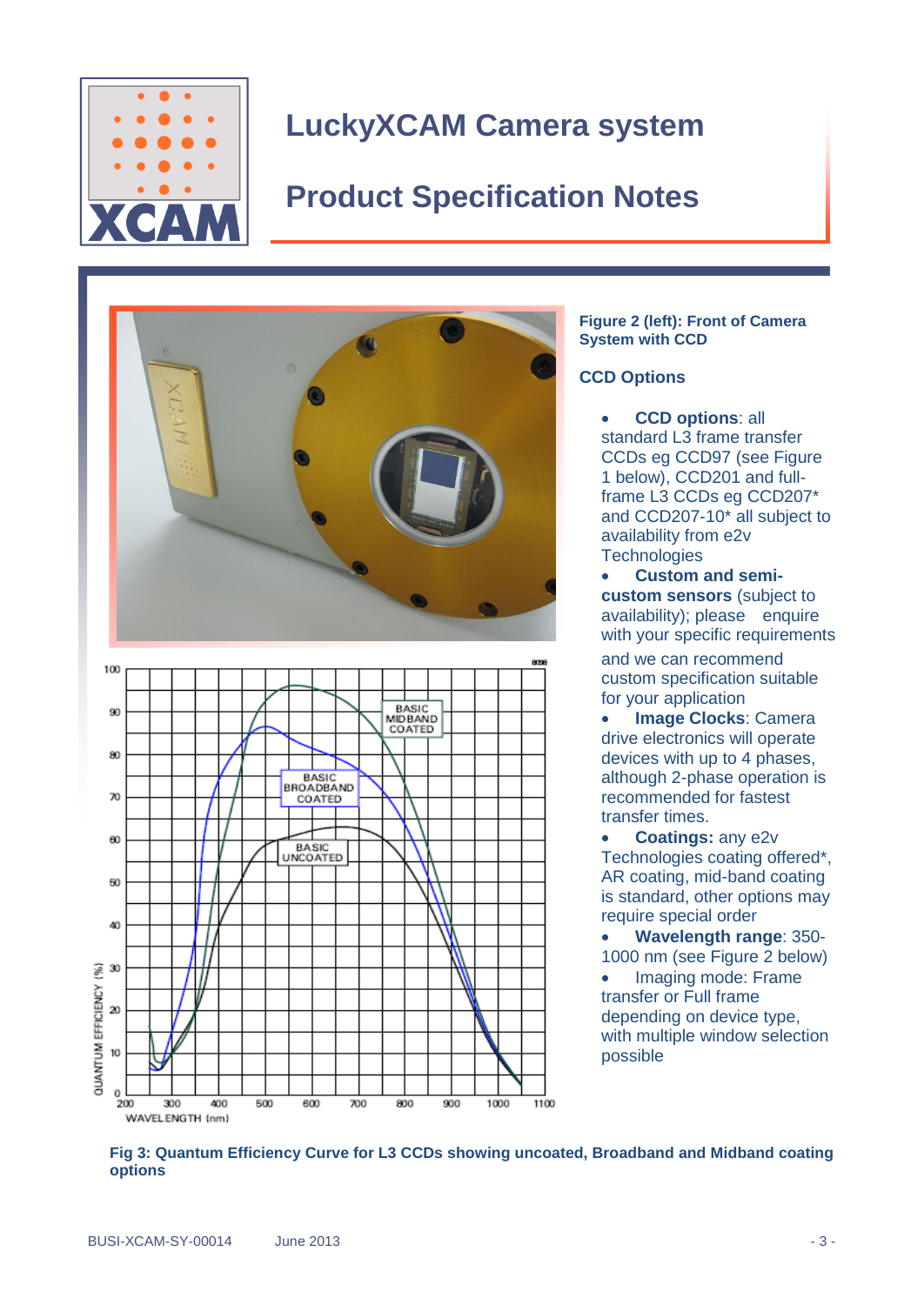# LuckyXCAM Camera system

## Product Specification Notes

**Figure 2 (left): Front of Camera System with CCD**

### CCD Options

- **CCD options**: all standard L3 frame transfer CCDs eg CCD97 (see Figure 1 below), CCD201 and full-frame L3 CCDs eg CCD207* and CCD207-10* all subject to availability from e2v Technologies
- **Custom and semi-custom sensors** (subject to availability); please enquire with your specific requirements and we can recommend custom specification suitable for your application
- **Image Clocks**: Camera drive electronics will operate devices with up to 4 phases, although 2-phase operation is recommended for fastest transfer times.
- **Coatings:** any e2v Technologies coating offered*, AR coating, mid-band coating is standard, other options may require special order
- **Wavelength range**: 350-1000 nm (see Figure 2 below)
- Imaging mode: Frame transfer or Full frame depending on device type, with multiple window selection possible

**Fig 3: Quantum Efficiency Curve for L3 CCDs showing uncoated, Broadband and Midband coating options**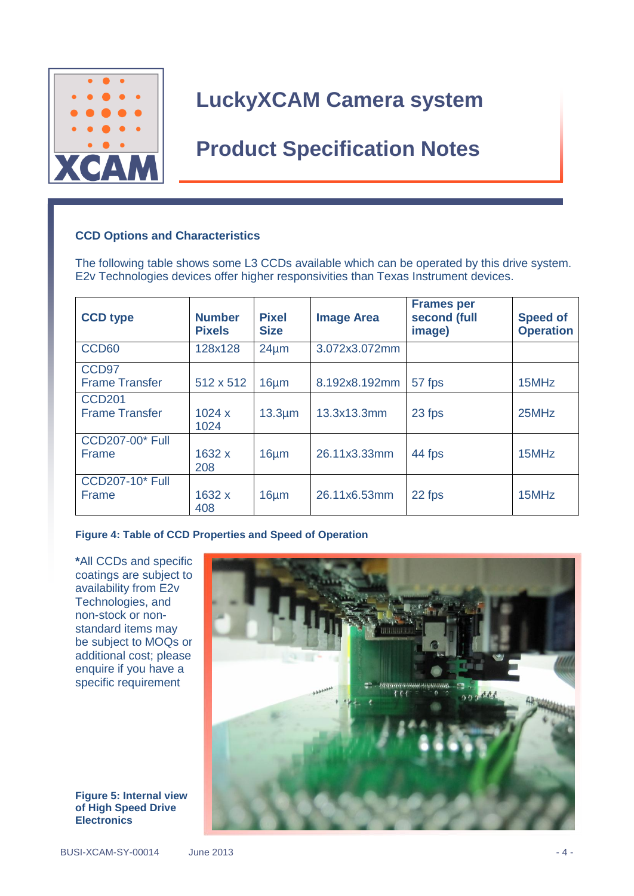# LuckyXCAM Camera system

# Product Specification Notes

### CCD Options and Characteristics

The following table shows some L3 CCDs available which can be operated by this drive system. E2v Technologies devices offer higher responsivities than Texas Instrument devices.

| CCD type | Number Pixels | Pixel Size | Image Area | Frames per second (full image) | Speed of Operation |
|---|---|---|---|---|---|
| CCD60 | 128x128 | 24µm | 3.072x3.072mm | | |
| CCD97 Frame Transfer | 512 x 512 | 16µm | 8.192x8.192mm | 57 fps | 15MHz |
| CCD201 Frame Transfer | 1024 x 1024 | 13.3µm | 13.3x13.3mm | 23 fps | 25MHz |
| CCD207-00* Full Frame | 1632 x 208 | 16µm | 26.11x3.33mm | 44 fps | 15MHz |
| CCD207-10* Full Frame | 1632 x 408 | 16µm | 26.11x6.53mm | 22 fps | 15MHz |

**Figure 4: Table of CCD Properties and Speed of Operation**

***All CCDs and specific coatings are subject to availability from E2v Technologies, and non-stock or non-standard items may be subject to MOQs or additional cost; please enquire if you have a specific requirement

**Figure 5: Internal view of High Speed Drive Electronics**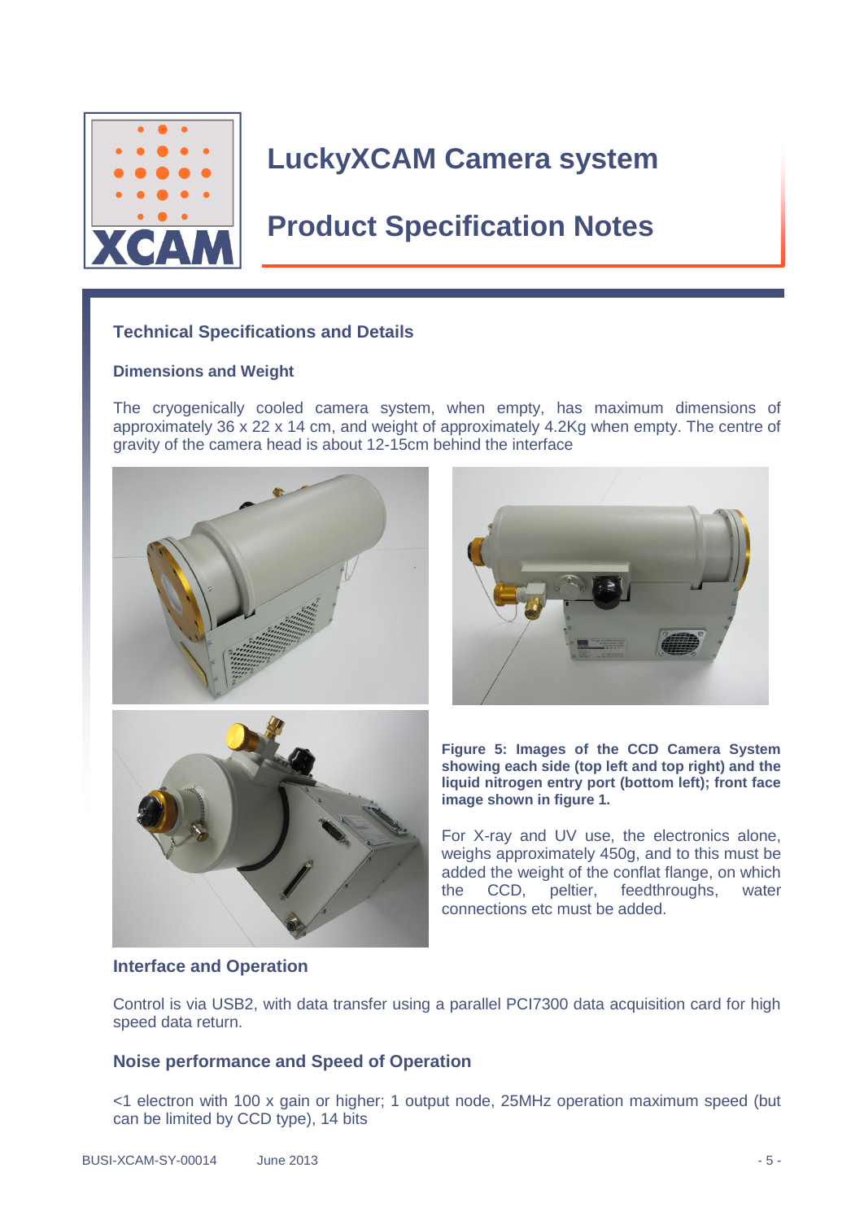# LuckyXCAM Camera system

# Product Specification Notes

## Technical Specifications and Details

### Dimensions and Weight

The cryogenically cooled camera system, when empty, has maximum dimensions of approximately 36 x 22 x 14 cm, and weight of approximately 4.2Kg when empty. The centre of gravity of the camera head is about 12-15cm behind the interface

**Figure 5: Images of the CCD Camera System showing each side (top left and top right) and the liquid nitrogen entry port (bottom left); front face image shown in figure 1.**

For X-ray and UV use, the electronics alone, weighs approximately 450g, and to this must be added the weight of the conflat flange, on which the CCD, peltier, feedthroughs, water connections etc must be added.

### Interface and Operation

Control is via USB2, with data transfer using a parallel PCI7300 data acquisition card for high speed data return.

### Noise performance and Speed of Operation

<1 electron with 100 x gain or higher; 1 output node, 25MHz operation maximum speed (but can be limited by CCD type), 14 bits